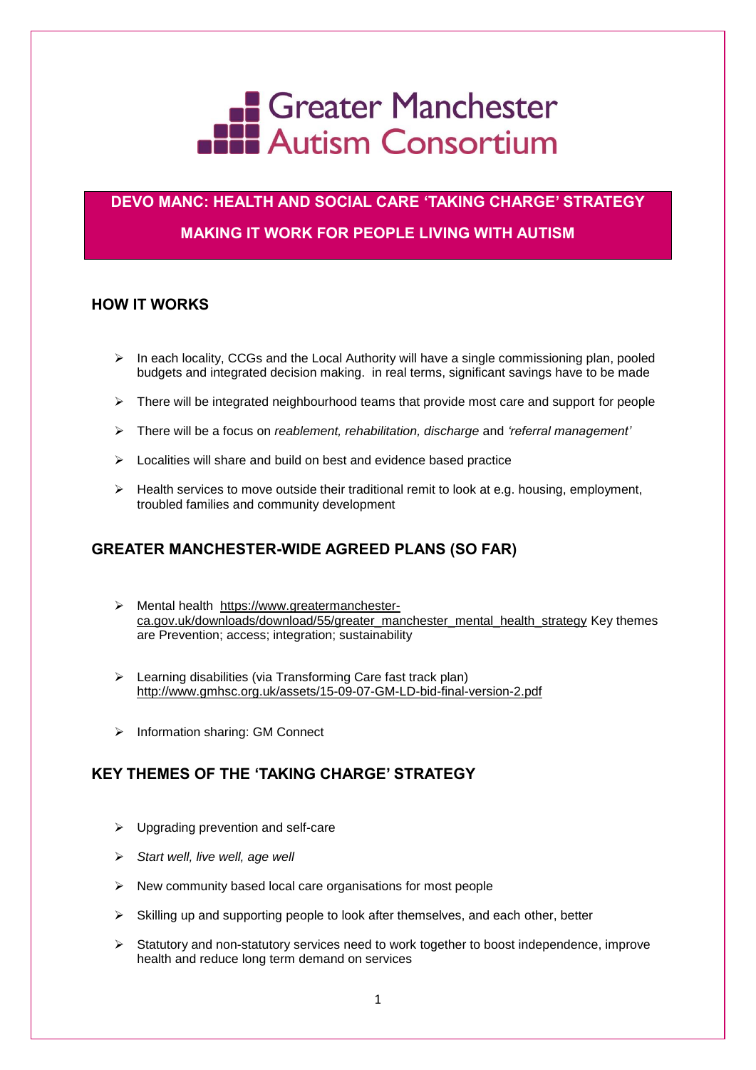# Greater Manchester Autism Consortium

## DEVO MANC: HEALTH AND SOCIAL CARE 'TAKING CHARGE' STRATEGY

## MAKING IT WORK FOR PEOPLE LIVING WITH AUTISM

### HOW IT WORKS

- In each locality, CCGs and the Local Authority will have a single commissioning plan, pooled budgets and integrated decision making. in real terms, significant savings have to be made
- There will be integrated neighbourhood teams that provide most care and support for people
- There will be a focus on *reablement, rehabilitation, discharge* and *'referral management'*
- Localities will share and build on best and evidence based practice
- Health services to move outside their traditional remit to look at e.g. housing, employment, troubled families and community development

### GREATER MANCHESTER-WIDE AGREED PLANS (SO FAR)

- Mental health https://www.greatermanchester-ca.gov.uk/downloads/download/55/greater_manchester_mental_health_strategy Key themes are Prevention; access; integration; sustainability
- Learning disabilities (via Transforming Care fast track plan) http://www.gmhsc.org.uk/assets/15-09-07-GM-LD-bid-final-version-2.pdf
- Information sharing: GM Connect

### KEY THEMES OF THE 'TAKING CHARGE' STRATEGY

- Upgrading prevention and self-care
- *Start well, live well, age well*
- New community based local care organisations for most people
- Skilling up and supporting people to look after themselves, and each other, better
- Statutory and non-statutory services need to work together to boost independence, improve health and reduce long term demand on services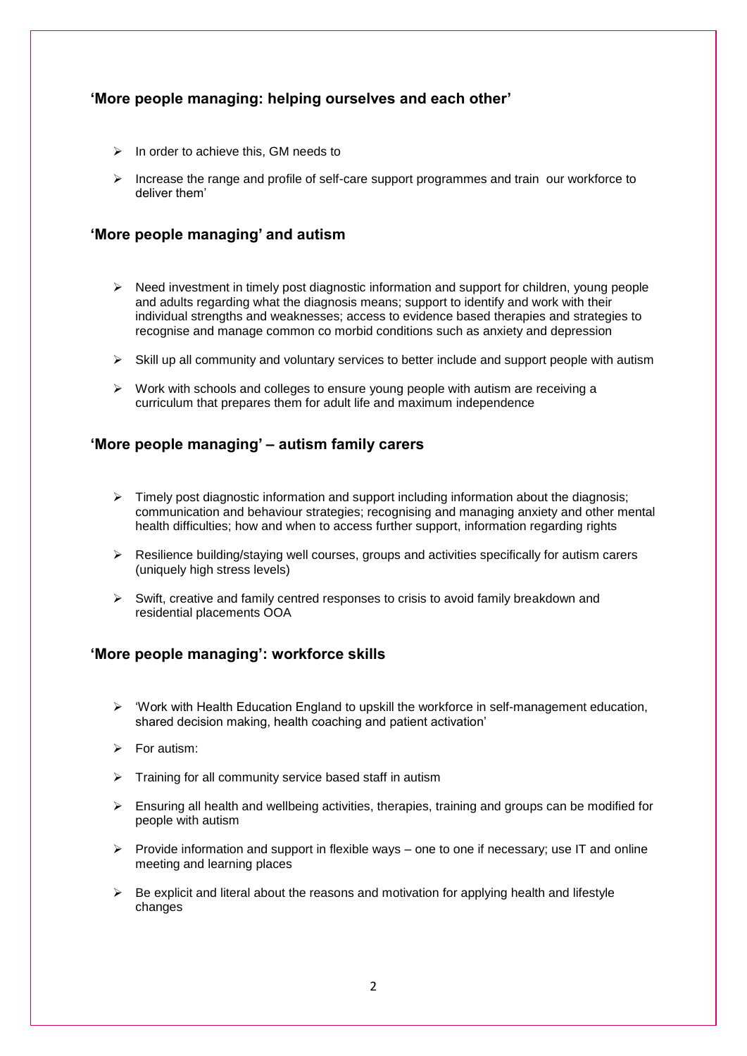## 'More people managing: helping ourselves and each other'

- In order to achieve this, GM needs to
- Increase the range and profile of self-care support programmes and train our workforce to deliver them'

## 'More people managing' and autism

- Need investment in timely post diagnostic information and support for children, young people and adults regarding what the diagnosis means; support to identify and work with their individual strengths and weaknesses; access to evidence based therapies and strategies to recognise and manage common co morbid conditions such as anxiety and depression
- Skill up all community and voluntary services to better include and support people with autism
- Work with schools and colleges to ensure young people with autism are receiving a curriculum that prepares them for adult life and maximum independence

## 'More people managing' – autism family carers

- Timely post diagnostic information and support including information about the diagnosis; communication and behaviour strategies; recognising and managing anxiety and other mental health difficulties; how and when to access further support, information regarding rights
- Resilience building/staying well courses, groups and activities specifically for autism carers (uniquely high stress levels)
- Swift, creative and family centred responses to crisis to avoid family breakdown and residential placements OOA

## 'More people managing': workforce skills

- 'Work with Health Education England to upskill the workforce in self-management education, shared decision making, health coaching and patient activation'
- For autism:
- Training for all community service based staff in autism
- Ensuring all health and wellbeing activities, therapies, training and groups can be modified for people with autism
- Provide information and support in flexible ways – one to one if necessary; use IT and online meeting and learning places
- Be explicit and literal about the reasons and motivation for applying health and lifestyle changes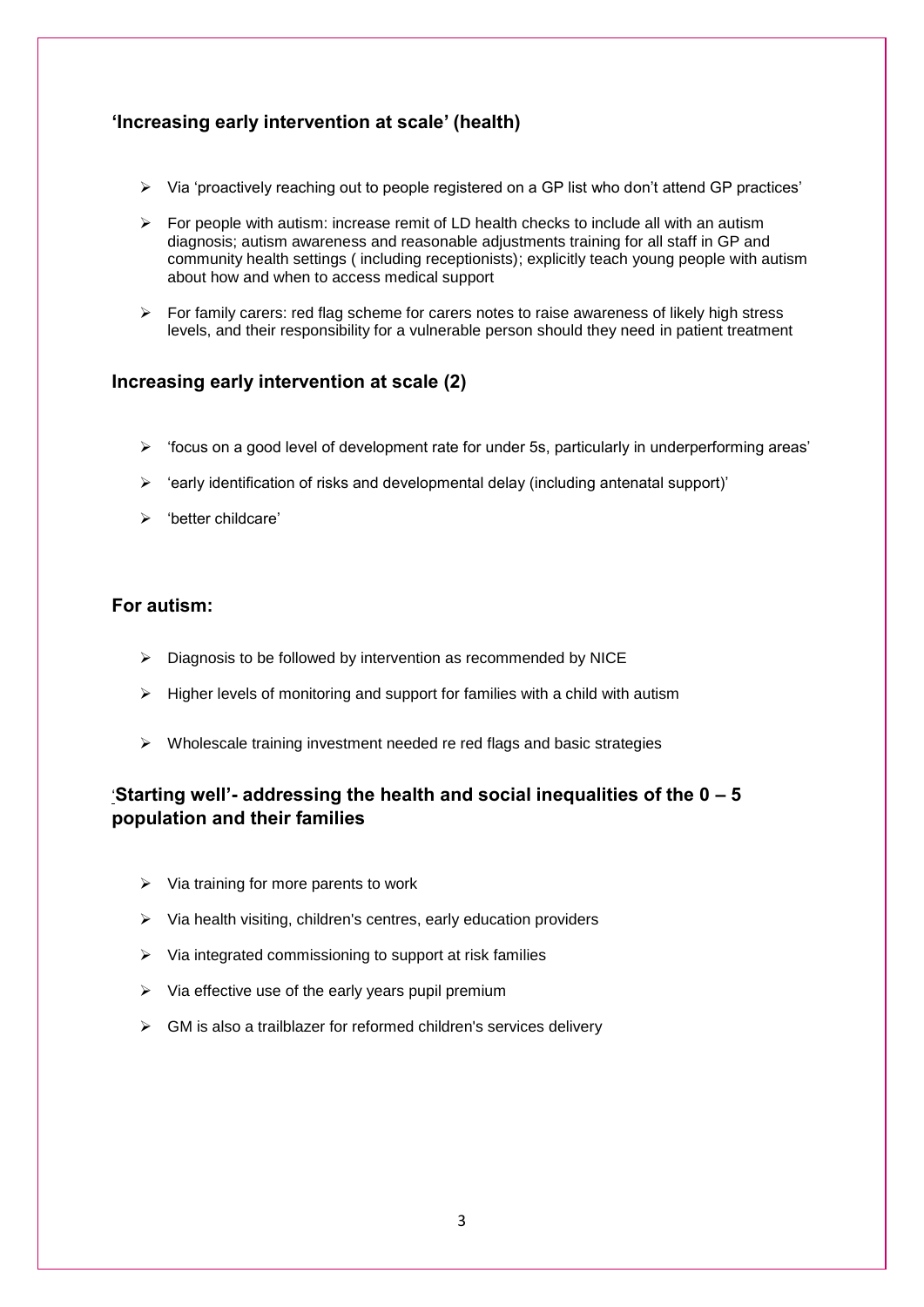### 'Increasing early intervention at scale' (health)

- Via 'proactively reaching out to people registered on a GP list who don't attend GP practices'
- For people with autism: increase remit of LD health checks to include all with an autism diagnosis; autism awareness and reasonable adjustments training for all staff in GP and community health settings ( including receptionists); explicitly teach young people with autism about how and when to access medical support
- For family carers: red flag scheme for carers notes to raise awareness of likely high stress levels, and their responsibility for a vulnerable person should they need in patient treatment

### Increasing early intervention at scale (2)

- 'focus on a good level of development rate for under 5s, particularly in underperforming areas'
- 'early identification of risks and developmental delay (including antenatal support)'
- 'better childcare'

### For autism:

- Diagnosis to be followed by intervention as recommended by NICE
- Higher levels of monitoring and support for families with a child with autism
- Wholescale training investment needed re red flags and basic strategies

### 'Starting well'- addressing the health and social inequalities of the 0 – 5 population and their families

- Via training for more parents to work
- Via health visiting, children's centres, early education providers
- Via integrated commissioning to support at risk families
- Via effective use of the early years pupil premium
- GM is also a trailblazer for reformed children's services delivery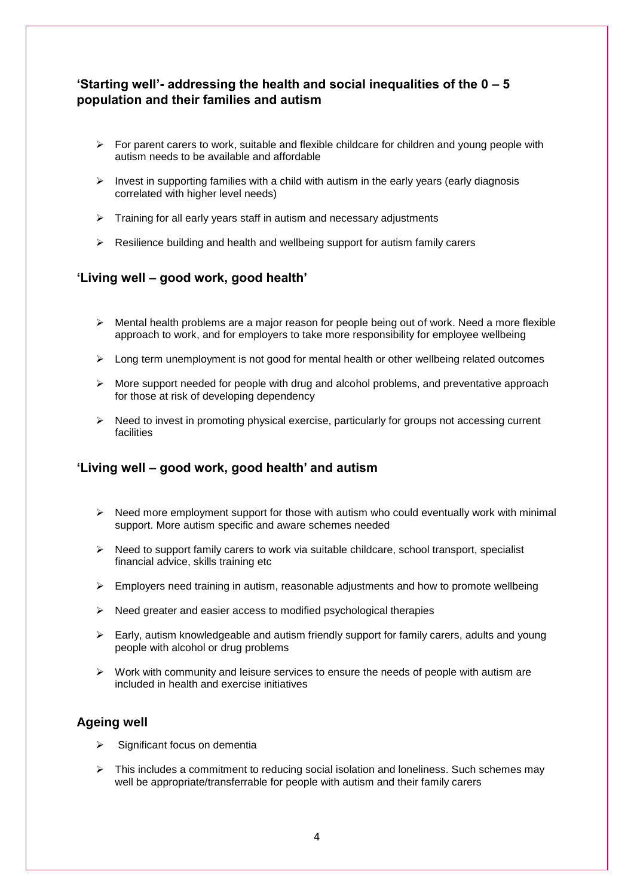## 'Starting well'- addressing the health and social inequalities of the 0 – 5 population and their families and autism

- For parent carers to work, suitable and flexible childcare for children and young people with autism needs to be available and affordable
- Invest in supporting families with a child with autism in the early years (early diagnosis correlated with higher level needs)
- Training for all early years staff in autism and necessary adjustments
- Resilience building and health and wellbeing support for autism family carers

## 'Living well – good work, good health'

- Mental health problems are a major reason for people being out of work. Need a more flexible approach to work, and for employers to take more responsibility for employee wellbeing
- Long term unemployment is not good for mental health or other wellbeing related outcomes
- More support needed for people with drug and alcohol problems, and preventative approach for those at risk of developing dependency
- Need to invest in promoting physical exercise, particularly for groups not accessing current facilities

## 'Living well – good work, good health' and autism

- Need more employment support for those with autism who could eventually work with minimal support. More autism specific and aware schemes needed
- Need to support family carers to work via suitable childcare, school transport, specialist financial advice, skills training etc
- Employers need training in autism, reasonable adjustments and how to promote wellbeing
- Need greater and easier access to modified psychological therapies
- Early, autism knowledgeable and autism friendly support for family carers, adults and young people with alcohol or drug problems
- Work with community and leisure services to ensure the needs of people with autism are included in health and exercise initiatives

## Ageing well

- Significant focus on dementia
- This includes a commitment to reducing social isolation and loneliness. Such schemes may well be appropriate/transferrable for people with autism and their family carers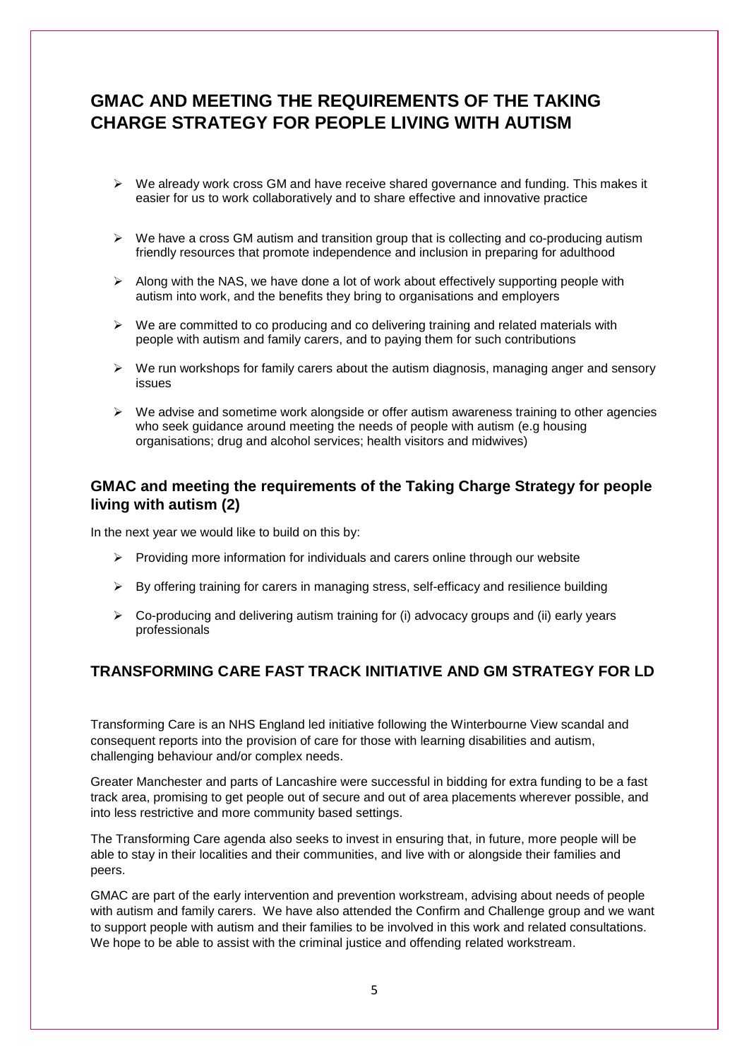## GMAC AND MEETING THE REQUIREMENTS OF THE TAKING CHARGE STRATEGY FOR PEOPLE LIVING WITH AUTISM

- We already work cross GM and have receive shared governance and funding. This makes it easier for us to work collaboratively and to share effective and innovative practice
- We have a cross GM autism and transition group that is collecting and co-producing autism friendly resources that promote independence and inclusion in preparing for adulthood
- Along with the NAS, we have done a lot of work about effectively supporting people with autism into work, and the benefits they bring to organisations and employers
- We are committed to co producing and co delivering training and related materials with people with autism and family carers, and to paying them for such contributions
- We run workshops for family carers about the autism diagnosis, managing anger and sensory issues
- We advise and sometime work alongside or offer autism awareness training to other agencies who seek guidance around meeting the needs of people with autism (e.g housing organisations; drug and alcohol services; health visitors and midwives)

### GMAC and meeting the requirements of the Taking Charge Strategy for people living with autism (2)

In the next year we would like to build on this by:

- Providing more information for individuals and carers online through our website
- By offering training for carers in managing stress, self-efficacy and resilience building
- Co-producing and delivering autism training for (i) advocacy groups and (ii) early years professionals

## TRANSFORMING CARE FAST TRACK INITIATIVE AND GM STRATEGY FOR LD

Transforming Care is an NHS England led initiative following the Winterbourne View scandal and consequent reports into the provision of care for those with learning disabilities and autism, challenging behaviour and/or complex needs.

Greater Manchester and parts of Lancashire were successful in bidding for extra funding to be a fast track area, promising to get people out of secure and out of area placements wherever possible, and into less restrictive and more community based settings.

The Transforming Care agenda also seeks to invest in ensuring that, in future, more people will be able to stay in their localities and their communities, and live with or alongside their families and peers.

GMAC are part of the early intervention and prevention workstream, advising about needs of people with autism and family carers. We have also attended the Confirm and Challenge group and we want to support people with autism and their families to be involved in this work and related consultations. We hope to be able to assist with the criminal justice and offending related workstream.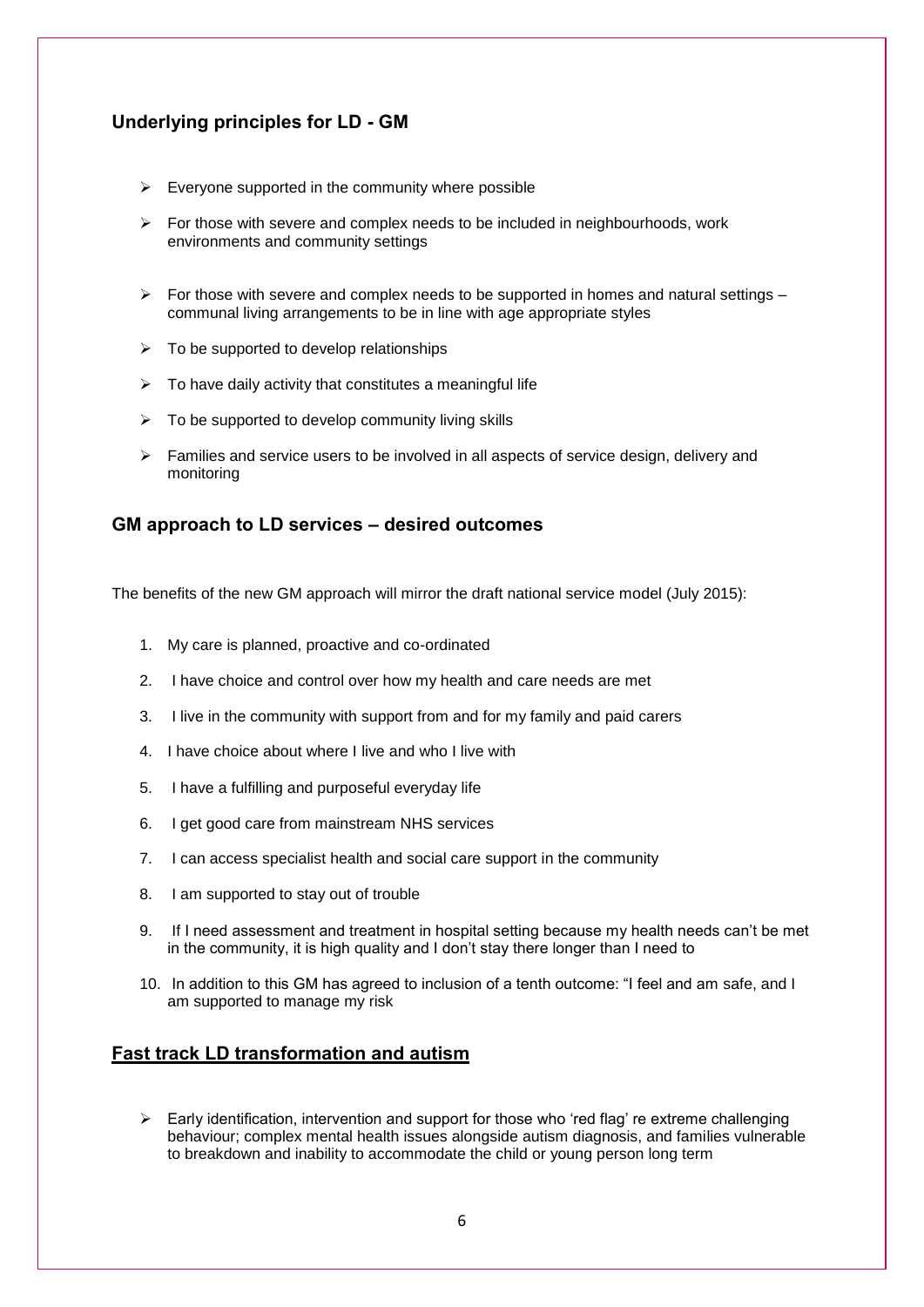## Underlying principles for LD - GM

- Everyone supported in the community where possible
- For those with severe and complex needs to be included in neighbourhoods, work environments and community settings
- For those with severe and complex needs to be supported in homes and natural settings – communal living arrangements to be in line with age appropriate styles
- To be supported to develop relationships
- To have daily activity that constitutes a meaningful life
- To be supported to develop community living skills
- Families and service users to be involved in all aspects of service design, delivery and monitoring

## GM approach to LD services – desired outcomes

The benefits of the new GM approach will mirror the draft national service model (July 2015):

1. My care is planned, proactive and co-ordinated
2. I have choice and control over how my health and care needs are met
3. I live in the community with support from and for my family and paid carers
4. I have choice about where I live and who I live with
5. I have a fulfilling and purposeful everyday life
6. I get good care from mainstream NHS services
7. I can access specialist health and social care support in the community
8. I am supported to stay out of trouble
9. If I need assessment and treatment in hospital setting because my health needs can't be met in the community, it is high quality and I don't stay there longer than I need to
10. In addition to this GM has agreed to inclusion of a tenth outcome: "I feel and am safe, and I am supported to manage my risk

## Fast track LD transformation and autism

- Early identification, intervention and support for those who 'red flag' re extreme challenging behaviour; complex mental health issues alongside autism diagnosis, and families vulnerable to breakdown and inability to accommodate the child or young person long term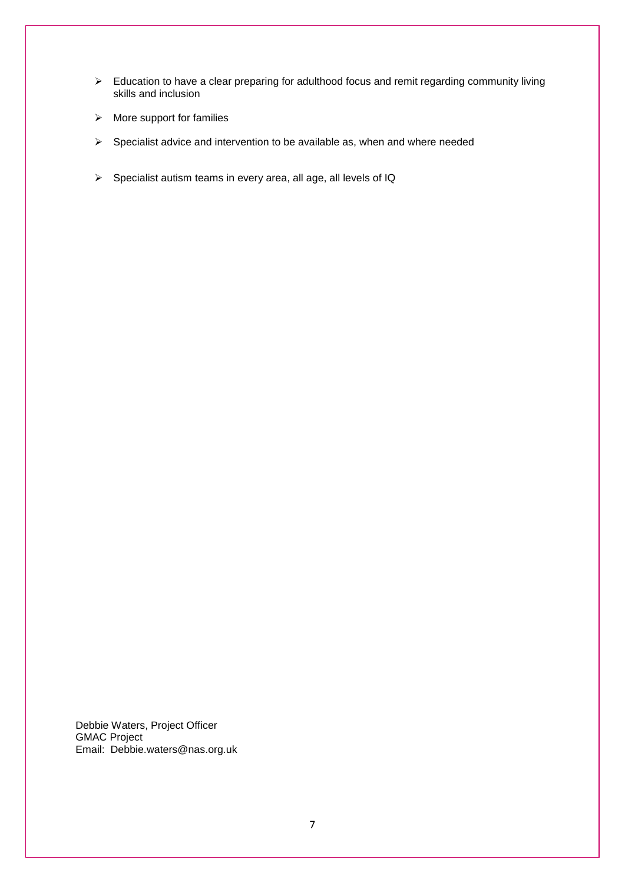- Education to have a clear preparing for adulthood focus and remit regarding community living skills and inclusion
- More support for families
- Specialist advice and intervention to be available as, when and where needed
- Specialist autism teams in every area, all age, all levels of IQ

Debbie Waters, Project Officer
GMAC Project
Email: Debbie.waters@nas.org.uk